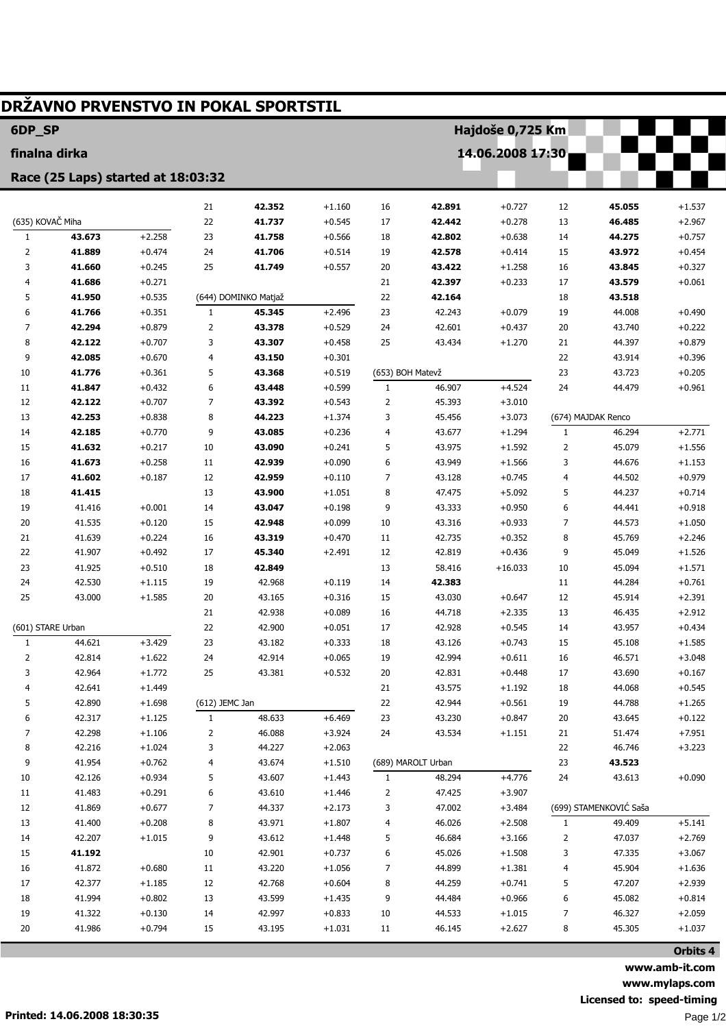# DRŽAVNO PRVENSTVO IN POKAL SPORTSTIL

**6DP_SP** — **Hajdoše 0,725 Km**

**finalna dirka** — **14.06.2008 17:30**

**Race (25 Laps) started at 18:03:32**

### (635) KOVAČ Miha

| Lap | Time | Diff |
|---|---|---|
| 1 | **43.673** | +2.258 |
| 2 | **41.889** | +0.474 |
| 3 | **41.660** | +0.245 |
| 4 | **41.686** | +0.271 |
| 5 | **41.950** | +0.535 |
| 6 | **41.766** | +0.351 |
| 7 | **42.294** | +0.879 |
| 8 | **42.122** | +0.707 |
| 9 | **42.085** | +0.670 |
| 10 | **41.776** | +0.361 |
| 11 | **41.847** | +0.432 |
| 12 | **42.122** | +0.707 |
| 13 | **42.253** | +0.838 |
| 14 | **42.185** | +0.770 |
| 15 | **41.632** | +0.217 |
| 16 | **41.673** | +0.258 |
| 17 | **41.602** | +0.187 |
| 18 | **41.415** | |
| 19 | 41.416 | +0.001 |
| 20 | 41.535 | +0.120 |
| 21 | 41.639 | +0.224 |
| 22 | 41.907 | +0.492 |
| 23 | 41.925 | +0.510 |
| 24 | 42.530 | +1.115 |
| 25 | 43.000 | +1.585 |

### (601) STARE Urban

| Lap | Time | Diff |
|---|---|---|
| 1 | 44.621 | +3.429 |
| 2 | 42.814 | +1.622 |
| 3 | 42.964 | +1.772 |
| 4 | 42.641 | +1.449 |
| 5 | 42.890 | +1.698 |
| 6 | 42.317 | +1.125 |
| 7 | 42.298 | +1.106 |
| 8 | 42.216 | +1.024 |
| 9 | 41.954 | +0.762 |
| 10 | 42.126 | +0.934 |
| 11 | 41.483 | +0.291 |
| 12 | 41.869 | +0.677 |
| 13 | 41.400 | +0.208 |
| 14 | 42.207 | +1.015 |
| 15 | **41.192** | |
| 16 | 41.872 | +0.680 |
| 17 | 42.377 | +1.185 |
| 18 | 41.994 | +0.802 |
| 19 | 41.322 | +0.130 |
| 20 | 41.986 | +0.794 |
| 21 | **42.352** | +1.160 |
| 22 | **41.737** | +0.545 |
| 23 | **41.758** | +0.566 |
| 24 | **41.706** | +0.514 |
| 25 | **41.749** | +0.557 |

### (644) DOMINKO Matjaž

| Lap | Time | Diff |
|---|---|---|
| 1 | **45.345** | +2.496 |
| 2 | **43.378** | +0.529 |
| 3 | **43.307** | +0.458 |
| 4 | **43.150** | +0.301 |
| 5 | **43.368** | +0.519 |
| 6 | **43.448** | +0.599 |
| 7 | **43.392** | +0.543 |
| 8 | **44.223** | +1.374 |
| 9 | **43.085** | +0.236 |
| 10 | **43.090** | +0.241 |
| 11 | **42.939** | +0.090 |
| 12 | **42.959** | +0.110 |
| 13 | **43.900** | +1.051 |
| 14 | **43.047** | +0.198 |
| 15 | **42.948** | +0.099 |
| 16 | **43.319** | +0.470 |
| 17 | **45.340** | +2.491 |
| 18 | **42.849** | |
| 19 | 42.968 | +0.119 |
| 20 | 43.165 | +0.316 |
| 21 | 42.938 | +0.089 |
| 22 | 42.900 | +0.051 |
| 23 | 43.182 | +0.333 |
| 24 | 42.914 | +0.065 |
| 25 | 43.381 | +0.532 |

### (612) JEMC Jan

| Lap | Time | Diff |
|---|---|---|
| 1 | 48.633 | +6.469 |
| 2 | 46.088 | +3.924 |
| 3 | 44.227 | +2.063 |
| 4 | 43.674 | +1.510 |
| 5 | 43.607 | +1.443 |
| 6 | 43.610 | +1.446 |
| 7 | 44.337 | +2.173 |
| 8 | 43.971 | +1.807 |
| 9 | 43.612 | +1.448 |
| 10 | 42.901 | +0.737 |
| 11 | 43.220 | +1.056 |
| 12 | 42.768 | +0.604 |
| 13 | 43.599 | +1.435 |
| 14 | 42.997 | +0.833 |
| 15 | 43.195 | +1.031 |
| 16 | **42.891** | +0.727 |
| 17 | **42.442** | +0.278 |
| 18 | **42.802** | +0.638 |
| 19 | **42.578** | +0.414 |
| 20 | **43.422** | +1.258 |
| 21 | **42.397** | +0.233 |
| 22 | **42.164** | |
| 23 | 42.243 | +0.079 |
| 24 | 42.601 | +0.437 |
| 25 | 43.434 | +1.270 |

### (653) BOH Matevž

| Lap | Time | Diff |
|---|---|---|
| 1 | 46.907 | +4.524 |
| 2 | 45.393 | +3.010 |
| 3 | 45.456 | +3.073 |
| 4 | 43.677 | +1.294 |
| 5 | 43.975 | +1.592 |
| 6 | 43.949 | +1.566 |
| 7 | 43.128 | +0.745 |
| 8 | 47.475 | +5.092 |
| 9 | 43.333 | +0.950 |
| 10 | 43.316 | +0.933 |
| 11 | 42.735 | +0.352 |
| 12 | 42.819 | +0.436 |
| 13 | 58.416 | +16.033 |
| 14 | **42.383** | |
| 15 | 43.030 | +0.647 |
| 16 | 44.718 | +2.335 |
| 17 | 42.928 | +0.545 |
| 18 | 43.126 | +0.743 |
| 19 | 42.994 | +0.611 |
| 20 | 42.831 | +0.448 |
| 21 | 43.575 | +1.192 |
| 22 | 42.944 | +0.561 |
| 23 | 43.230 | +0.847 |
| 24 | 43.534 | +1.151 |

### (689) MAROLT Urban

| Lap | Time | Diff |
|---|---|---|
| 1 | 48.294 | +4.776 |
| 2 | 47.425 | +3.907 |
| 3 | 47.002 | +3.484 |
| 4 | 46.026 | +2.508 |
| 5 | 46.684 | +3.166 |
| 6 | 45.026 | +1.508 |
| 7 | 44.899 | +1.381 |
| 8 | 44.259 | +0.741 |
| 9 | 44.484 | +0.966 |
| 10 | 44.533 | +1.015 |
| 11 | 46.145 | +2.627 |
| 12 | **45.055** | +1.537 |
| 13 | **46.485** | +2.967 |
| 14 | **44.275** | +0.757 |
| 15 | **43.972** | +0.454 |
| 16 | **43.845** | +0.327 |
| 17 | **43.579** | +0.061 |
| 18 | **43.518** | |
| 19 | 44.008 | +0.490 |
| 20 | 43.740 | +0.222 |
| 21 | 44.397 | +0.879 |
| 22 | 43.914 | +0.396 |
| 23 | 43.723 | +0.205 |
| 24 | 44.479 | +0.961 |

### (674) MAJDAK Renco

| Lap | Time | Diff |
|---|---|---|
| 1 | 46.294 | +2.771 |
| 2 | 45.079 | +1.556 |
| 3 | 44.676 | +1.153 |
| 4 | 44.502 | +0.979 |
| 5 | 44.237 | +0.714 |
| 6 | 44.441 | +0.918 |
| 7 | 44.573 | +1.050 |
| 8 | 45.769 | +2.246 |
| 9 | 45.049 | +1.526 |
| 10 | 45.094 | +1.571 |
| 11 | 44.284 | +0.761 |
| 12 | 45.914 | +2.391 |
| 13 | 46.435 | +2.912 |
| 14 | 43.957 | +0.434 |
| 15 | 45.108 | +1.585 |
| 16 | 46.571 | +3.048 |
| 17 | 43.690 | +0.167 |
| 18 | 44.068 | +0.545 |
| 19 | 44.788 | +1.265 |
| 20 | 43.645 | +0.122 |
| 21 | 51.474 | +7.951 |
| 22 | 46.746 | +3.223 |
| 23 | **43.523** | |
| 24 | 43.613 | +0.090 |

### (699) STAMENKOVIĆ Saša

| Lap | Time | Diff |
|---|---|---|
| 1 | 49.409 | +5.141 |
| 2 | 47.037 | +2.769 |
| 3 | 47.335 | +3.067 |
| 4 | 45.904 | +1.636 |
| 5 | 47.207 | +2.939 |
| 6 | 45.082 | +0.814 |
| 7 | 46.327 | +2.059 |
| 8 | 45.305 | +1.037 |

**Orbits 4**

**www.amb-it.com**

**www.mylaps.com**

**Licensed to: speed-timing**

**Printed: 14.06.2008 18:30:35**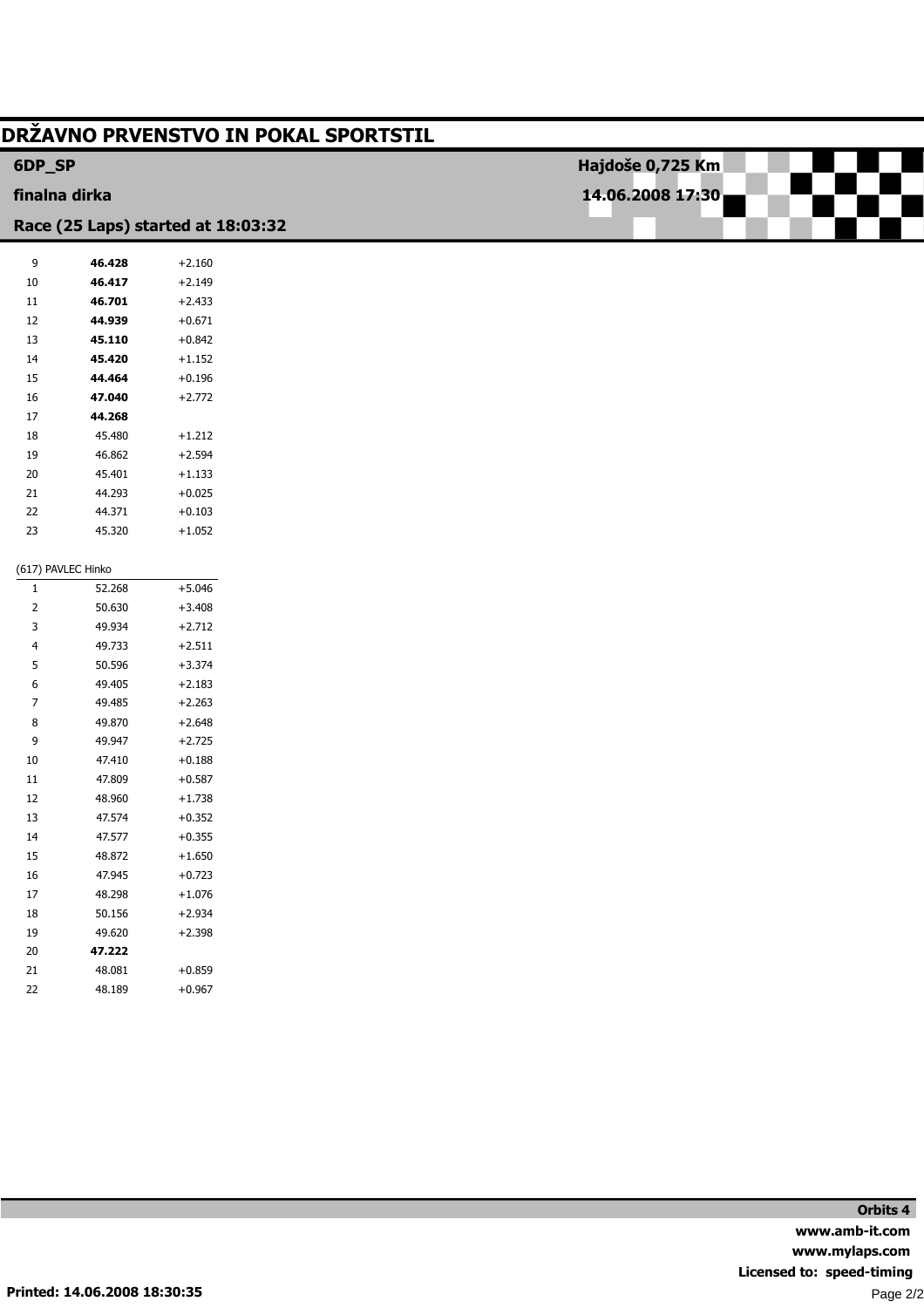# DRŽAVNO PRVENSTVO IN POKAL SPORTSTIL

**6DP_SP** — **Hajdoše 0,725 Km**

**finalna dirka** — **14.06.2008 17:30**

**Race (25 Laps) started at 18:03:32**

| | | |
|---|---|---|
| 9 | **46.428** | +2.160 |
| 10 | **46.417** | +2.149 |
| 11 | **46.701** | +2.433 |
| 12 | **44.939** | +0.671 |
| 13 | **45.110** | +0.842 |
| 14 | **45.420** | +1.152 |
| 15 | **44.464** | +0.196 |
| 16 | **47.040** | +2.772 |
| 17 | **44.268** | |
| 18 | 45.480 | +1.212 |
| 19 | 46.862 | +2.594 |
| 20 | 45.401 | +1.133 |
| 21 | 44.293 | +0.025 |
| 22 | 44.371 | +0.103 |
| 23 | 45.320 | +1.052 |

(617) PAVLEC Hinko

| | | |
|---|---|---|
| 1 | 52.268 | +5.046 |
| 2 | 50.630 | +3.408 |
| 3 | 49.934 | +2.712 |
| 4 | 49.733 | +2.511 |
| 5 | 50.596 | +3.374 |
| 6 | 49.405 | +2.183 |
| 7 | 49.485 | +2.263 |
| 8 | 49.870 | +2.648 |
| 9 | 49.947 | +2.725 |
| 10 | 47.410 | +0.188 |
| 11 | 47.809 | +0.587 |
| 12 | 48.960 | +1.738 |
| 13 | 47.574 | +0.352 |
| 14 | 47.577 | +0.355 |
| 15 | 48.872 | +1.650 |
| 16 | 47.945 | +0.723 |
| 17 | 48.298 | +1.076 |
| 18 | 50.156 | +2.934 |
| 19 | 49.620 | +2.398 |
| 20 | **47.222** | |
| 21 | 48.081 | +0.859 |
| 22 | 48.189 | +0.967 |

**Orbits 4**
**www.amb-it.com**
**www.mylaps.com**
**Licensed to: speed-timing**

**Printed: 14.06.2008 18:30:35**